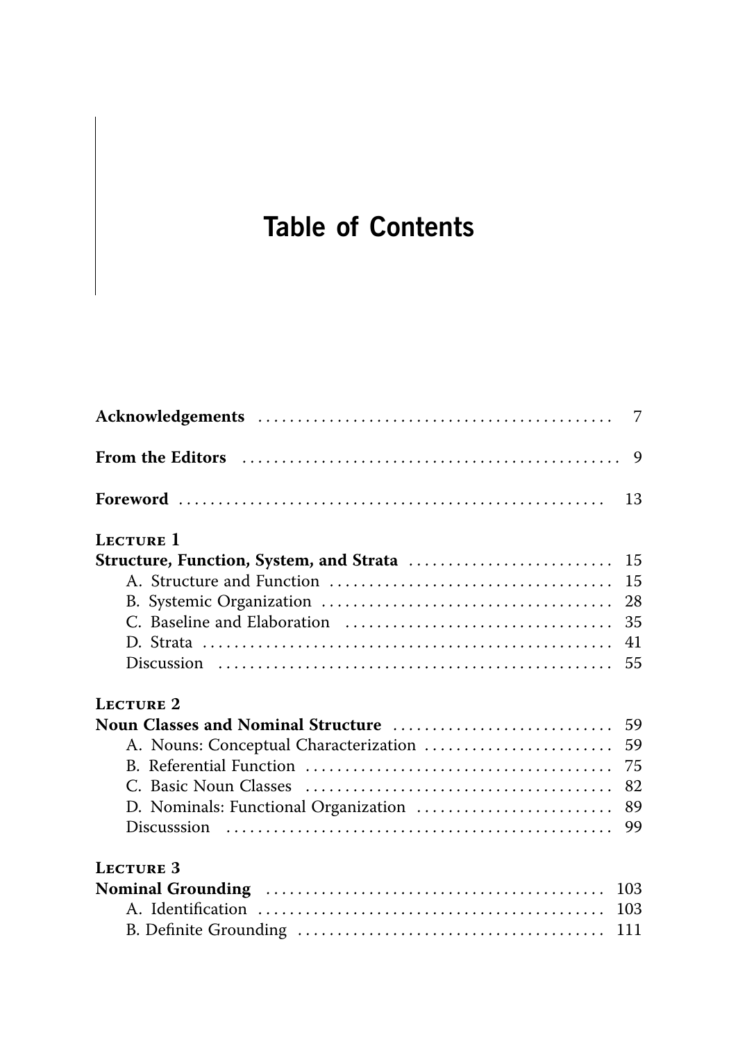# Table of Contents

**Acknowledgements** 7

**From the Editors** 9

**Foreword** 13

Lecture 1
**Structure, Function, System, and Strata** 15
- A. Structure and Function 15
- B. Systemic Organization 28
- C. Baseline and Elaboration 35
- D. Strata 41
- Discussion 55

Lecture 2
**Noun Classes and Nominal Structure** 59
- A. Nouns: Conceptual Characterization 59
- B. Referential Function 75
- C. Basic Noun Classes 82
- D. Nominals: Functional Organization 89
- Discusssion 99

Lecture 3
**Nominal Grounding** 103
- A. Identification 103
- B. Definite Grounding 111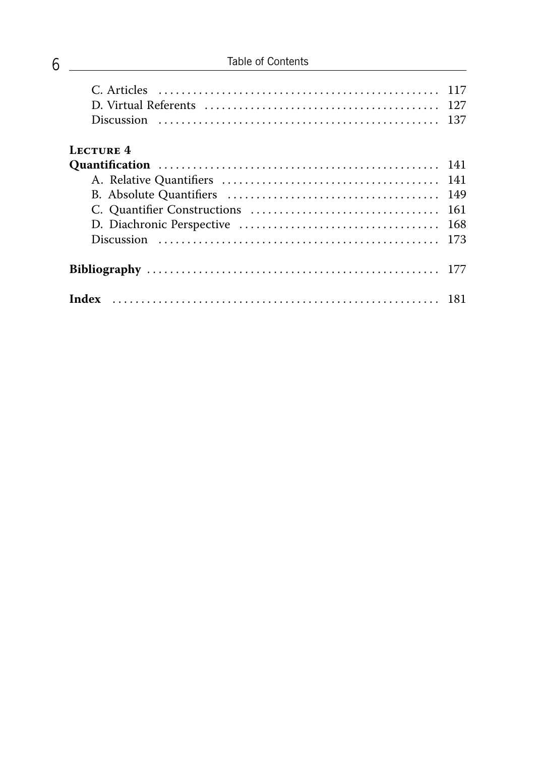C. Articles ........ 117
D. Virtual Referents ........ 127
Discussion ........ 137

**Lecture 4**

**Quantification** ........ 141

A. Relative Quantifiers ........ 141
B. Absolute Quantifiers ........ 149
C. Quantifier Constructions ........ 161
D. Diachronic Perspective ........ 168
Discussion ........ 173

**Bibliography** ........ 177

**Index** ........ 181